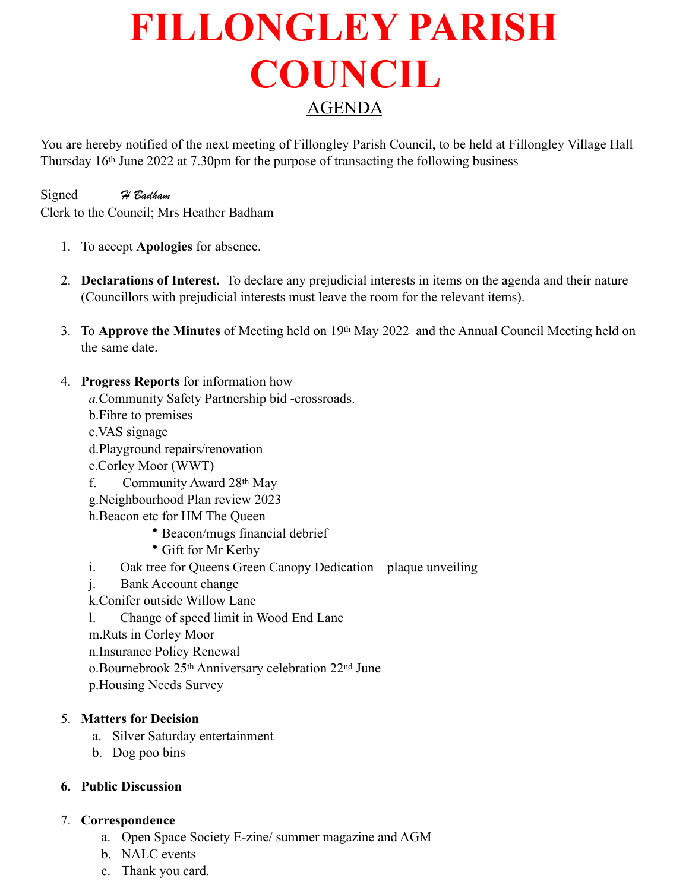# FILLONGLEY PARISH COUNCIL

## AGENDA

You are hereby notified of the next meeting of Fillongley Parish Council, to be held at Fillongley Village Hall Thursday 16th June 2022 at 7.30pm for the purpose of transacting the following business

Signed *H Badham*
Clerk to the Council; Mrs Heather Badham

1. To accept **Apologies** for absence.

2. **Declarations of Interest.** To declare any prejudicial interests in items on the agenda and their nature (Councillors with prejudicial interests must leave the room for the relevant items).

3. To **Approve the Minutes** of Meeting held on 19th May 2022 and the Annual Council Meeting held on the same date.

4. **Progress Reports** for information how
   a. Community Safety Partnership bid -crossroads.
   b. Fibre to premises
   c. VAS signage
   d. Playground repairs/renovation
   e. Corley Moor (WWT)
   f. Community Award 28th May
   g. Neighbourhood Plan review 2023
   h. Beacon etc for HM The Queen
      - Beacon/mugs financial debrief
      - Gift for Mr Kerby
   i. Oak tree for Queens Green Canopy Dedication – plaque unveiling
   j. Bank Account change
   k. Conifer outside Willow Lane
   l. Change of speed limit in Wood End Lane
   m. Ruts in Corley Moor
   n. Insurance Policy Renewal
   o. Bournebrook 25th Anniversary celebration 22nd June
   p. Housing Needs Survey

5. **Matters for Decision**
   a. Silver Saturday entertainment
   b. Dog poo bins

6. **Public Discussion**

7. **Correspondence**
   a. Open Space Society E-zine/ summer magazine and AGM
   b. NALC events
   c. Thank you card.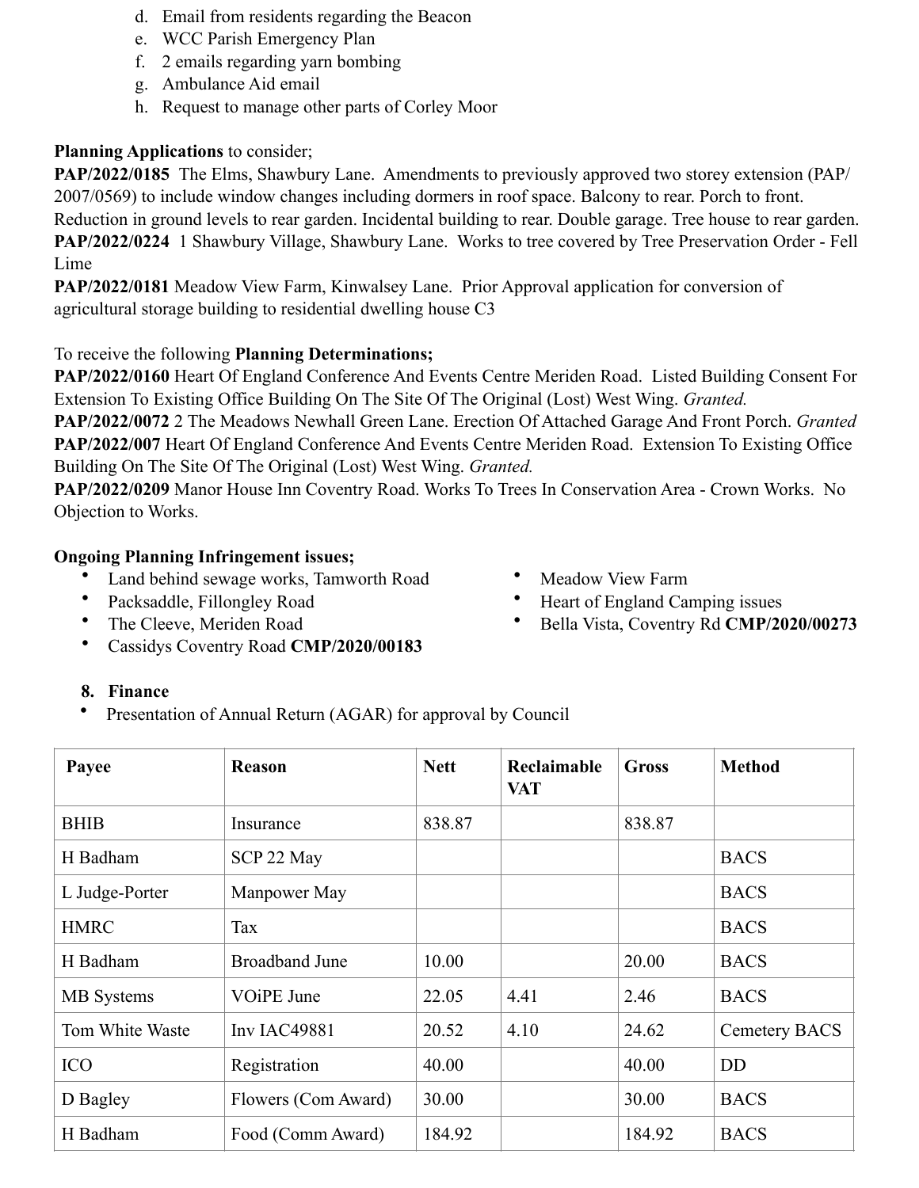d. Email from residents regarding the Beacon
e. WCC Parish Emergency Plan
f. 2 emails regarding yarn bombing
g. Ambulance Aid email
h. Request to manage other parts of Corley Moor

**Planning Applications** to consider;

**PAP/2022/0185** The Elms, Shawbury Lane. Amendments to previously approved two storey extension (PAP/2007/0569) to include window changes including dormers in roof space. Balcony to rear. Porch to front. Reduction in ground levels to rear garden. Incidental building to rear. Double garage. Tree house to rear garden.

**PAP/2022/0224** 1 Shawbury Village, Shawbury Lane. Works to tree covered by Tree Preservation Order - Fell Lime

**PAP/2022/0181** Meadow View Farm, Kinwalsey Lane. Prior Approval application for conversion of agricultural storage building to residential dwelling house C3

To receive the following **Planning Determinations;**

**PAP/2022/0160** Heart Of England Conference And Events Centre Meriden Road. Listed Building Consent For Extension To Existing Office Building On The Site Of The Original (Lost) West Wing. *Granted.*

**PAP/2022/0072** 2 The Meadows Newhall Green Lane. Erection Of Attached Garage And Front Porch. *Granted*

**PAP/2022/007** Heart Of England Conference And Events Centre Meriden Road. Extension To Existing Office Building On The Site Of The Original (Lost) West Wing. *Granted.*

**PAP/2022/0209** Manor House Inn Coventry Road. Works To Trees In Conservation Area - Crown Works. No Objection to Works.

**Ongoing Planning Infringement issues;**

- Land behind sewage works, Tamworth Road
- Packsaddle, Fillongley Road
- The Cleeve, Meriden Road
- Cassidys Coventry Road **CMP/2020/00183**
- Meadow View Farm
- Heart of England Camping issues
- Bella Vista, Coventry Rd **CMP/2020/00273**

**8. Finance**

- Presentation of Annual Return (AGAR) for approval by Council

| Payee | Reason | Nett | Reclaimable VAT | Gross | Method |
|---|---|---|---|---|---|
| BHIB | Insurance | 838.87 | | 838.87 | |
| H Badham | SCP 22 May | | | | BACS |
| L Judge-Porter | Manpower May | | | | BACS |
| HMRC | Tax | | | | BACS |
| H Badham | Broadband June | 10.00 | | 20.00 | BACS |
| MB Systems | VOiPE June | 22.05 | 4.41 | 2.46 | BACS |
| Tom White Waste | Inv IAC49881 | 20.52 | 4.10 | 24.62 | Cemetery BACS |
| ICO | Registration | 40.00 | | 40.00 | DD |
| D Bagley | Flowers (Com Award) | 30.00 | | 30.00 | BACS |
| H Badham | Food (Comm Award) | 184.92 | | 184.92 | BACS |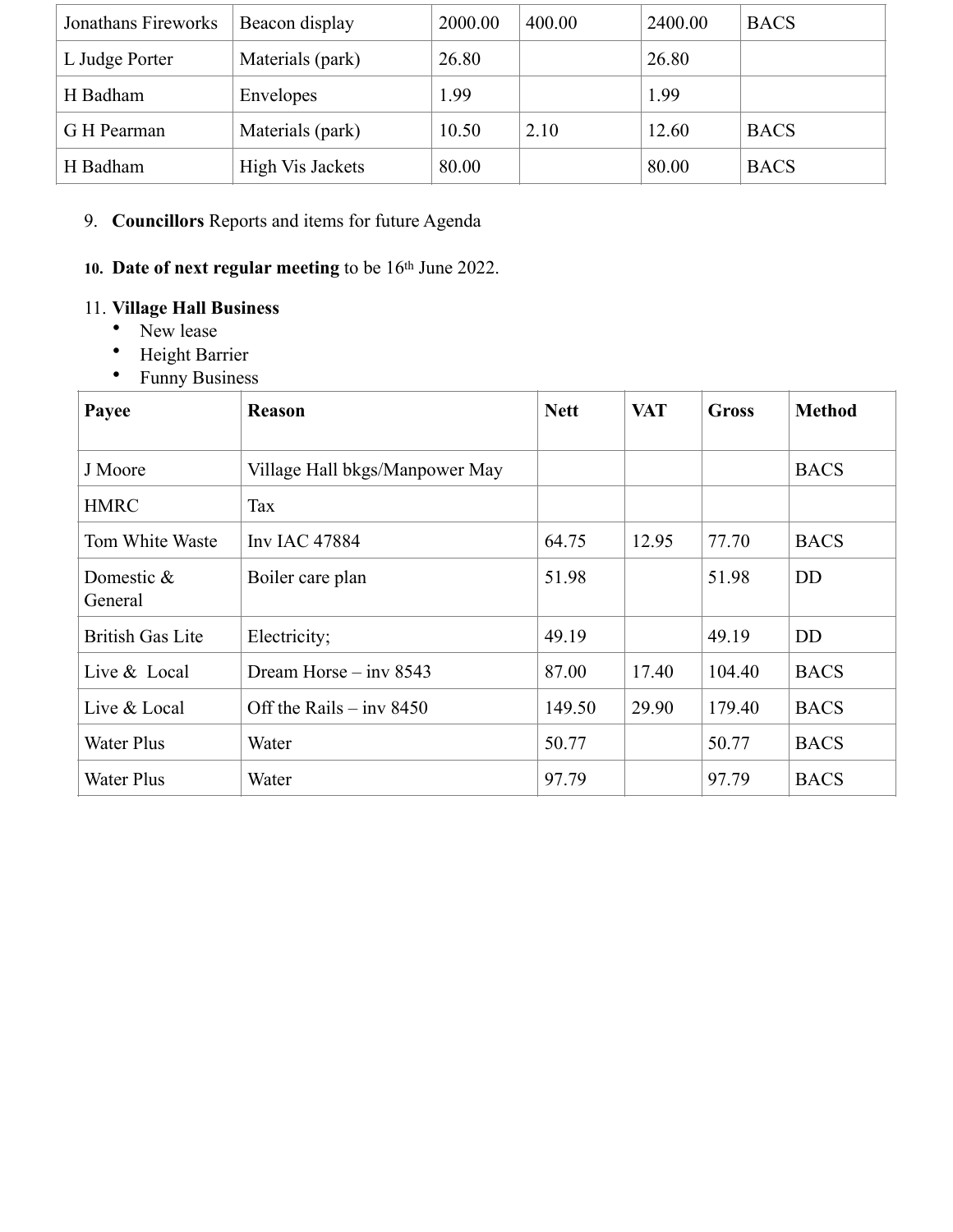| | | | | | |
|---|---|---|---|---|---|
| Jonathans Fireworks | Beacon display | 2000.00 | 400.00 | 2400.00 | BACS |
| L Judge Porter | Materials (park) | 26.80 | | 26.80 | |
| H Badham | Envelopes | 1.99 | | 1.99 | |
| G H Pearman | Materials (park) | 10.50 | 2.10 | 12.60 | BACS |
| H Badham | High Vis Jackets | 80.00 | | 80.00 | BACS |

9. **Councillors** Reports and items for future Agenda

10. **Date of next regular meeting** to be 16th June 2022.

11. **Village Hall Business**
    - New lease
    - Height Barrier
    - Funny Business

| Payee | Reason | Nett | VAT | Gross | Method |
|---|---|---|---|---|---|
| J Moore | Village Hall bkgs/Manpower May | | | | BACS |
| HMRC | Tax | | | | |
| Tom White Waste | Inv IAC 47884 | 64.75 | 12.95 | 77.70 | BACS |
| Domestic & General | Boiler care plan | 51.98 | | 51.98 | DD |
| British Gas Lite | Electricity; | 49.19 | | 49.19 | DD |
| Live & Local | Dream Horse – inv 8543 | 87.00 | 17.40 | 104.40 | BACS |
| Live & Local | Off the Rails – inv 8450 | 149.50 | 29.90 | 179.40 | BACS |
| Water Plus | Water | 50.77 | | 50.77 | BACS |
| Water Plus | Water | 97.79 | | 97.79 | BACS |